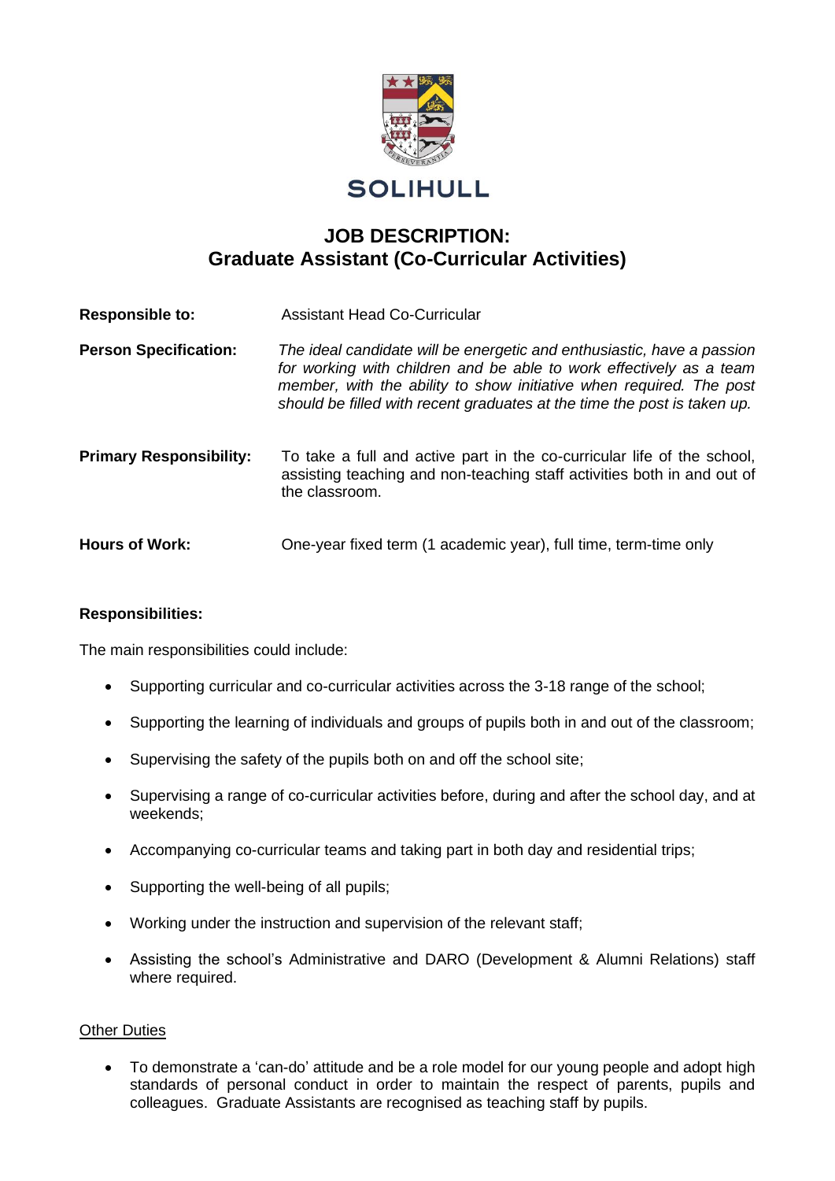SOLIHULL

# JOB DESCRIPTION:
# Graduate Assistant (Co-Curricular Activities)

**Responsible to:** Assistant Head Co-Curricular

**Person Specification:** *The ideal candidate will be energetic and enthusiastic, have a passion for working with children and be able to work effectively as a team member, with the ability to show initiative when required. The post should be filled with recent graduates at the time the post is taken up.*

**Primary Responsibility:** To take a full and active part in the co-curricular life of the school, assisting teaching and non-teaching staff activities both in and out of the classroom.

**Hours of Work:** One-year fixed term (1 academic year), full time, term-time only

**Responsibilities:**

The main responsibilities could include:

- Supporting curricular and co-curricular activities across the 3-18 range of the school;
- Supporting the learning of individuals and groups of pupils both in and out of the classroom;
- Supervising the safety of the pupils both on and off the school site;
- Supervising a range of co-curricular activities before, during and after the school day, and at weekends;
- Accompanying co-curricular teams and taking part in both day and residential trips;
- Supporting the well-being of all pupils;
- Working under the instruction and supervision of the relevant staff;
- Assisting the school's Administrative and DARO (Development & Alumni Relations) staff where required.

<u>Other Duties</u>

- To demonstrate a 'can-do' attitude and be a role model for our young people and adopt high standards of personal conduct in order to maintain the respect of parents, pupils and colleagues. Graduate Assistants are recognised as teaching staff by pupils.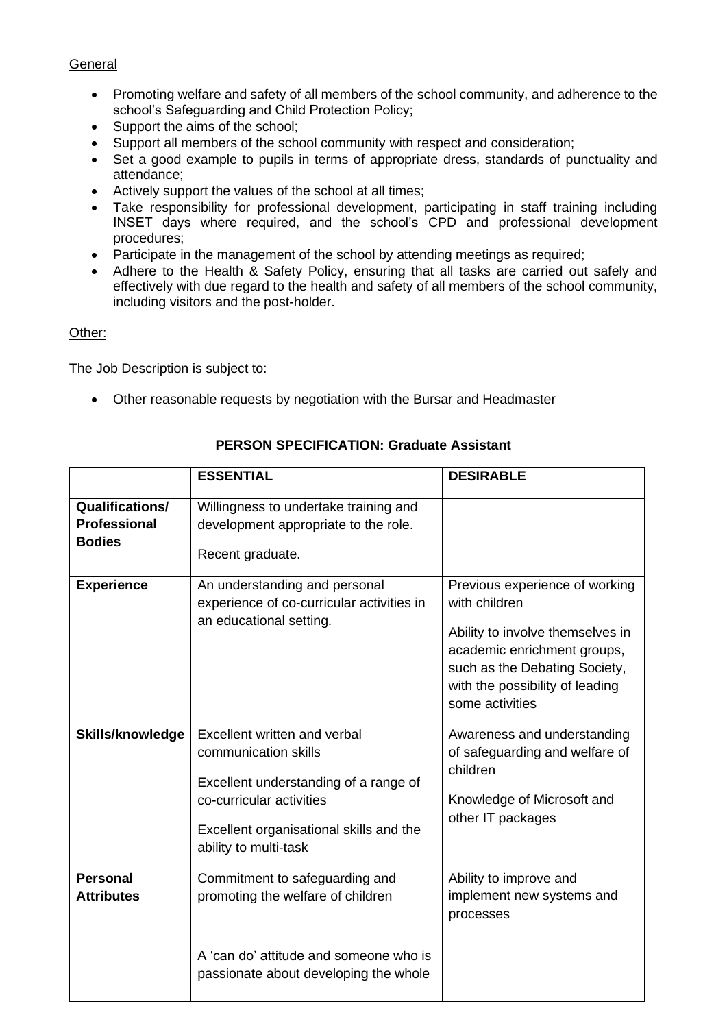General

- Promoting welfare and safety of all members of the school community, and adherence to the school's Safeguarding and Child Protection Policy;
- Support the aims of the school;
- Support all members of the school community with respect and consideration;
- Set a good example to pupils in terms of appropriate dress, standards of punctuality and attendance;
- Actively support the values of the school at all times;
- Take responsibility for professional development, participating in staff training including INSET days where required, and the school's CPD and professional development procedures;
- Participate in the management of the school by attending meetings as required;
- Adhere to the Health & Safety Policy, ensuring that all tasks are carried out safely and effectively with due regard to the health and safety of all members of the school community, including visitors and the post-holder.

Other:

The Job Description is subject to:

- Other reasonable requests by negotiation with the Bursar and Headmaster

**PERSON SPECIFICATION: Graduate Assistant**

| | **ESSENTIAL** | **DESIRABLE** |
|---|---|---|
| **Qualifications/ Professional Bodies** | Willingness to undertake training and development appropriate to the role.<br><br>Recent graduate. | |
| **Experience** | An understanding and personal experience of co-curricular activities in an educational setting. | Previous experience of working with children<br><br>Ability to involve themselves in academic enrichment groups, such as the Debating Society, with the possibility of leading some activities |
| **Skills/knowledge** | Excellent written and verbal communication skills<br><br>Excellent understanding of a range of co-curricular activities<br><br>Excellent organisational skills and the ability to multi-task | Awareness and understanding of safeguarding and welfare of children<br><br>Knowledge of Microsoft and other IT packages |
| **Personal Attributes** | Commitment to safeguarding and promoting the welfare of children<br><br>A 'can do' attitude and someone who is passionate about developing the whole | Ability to improve and implement new systems and processes |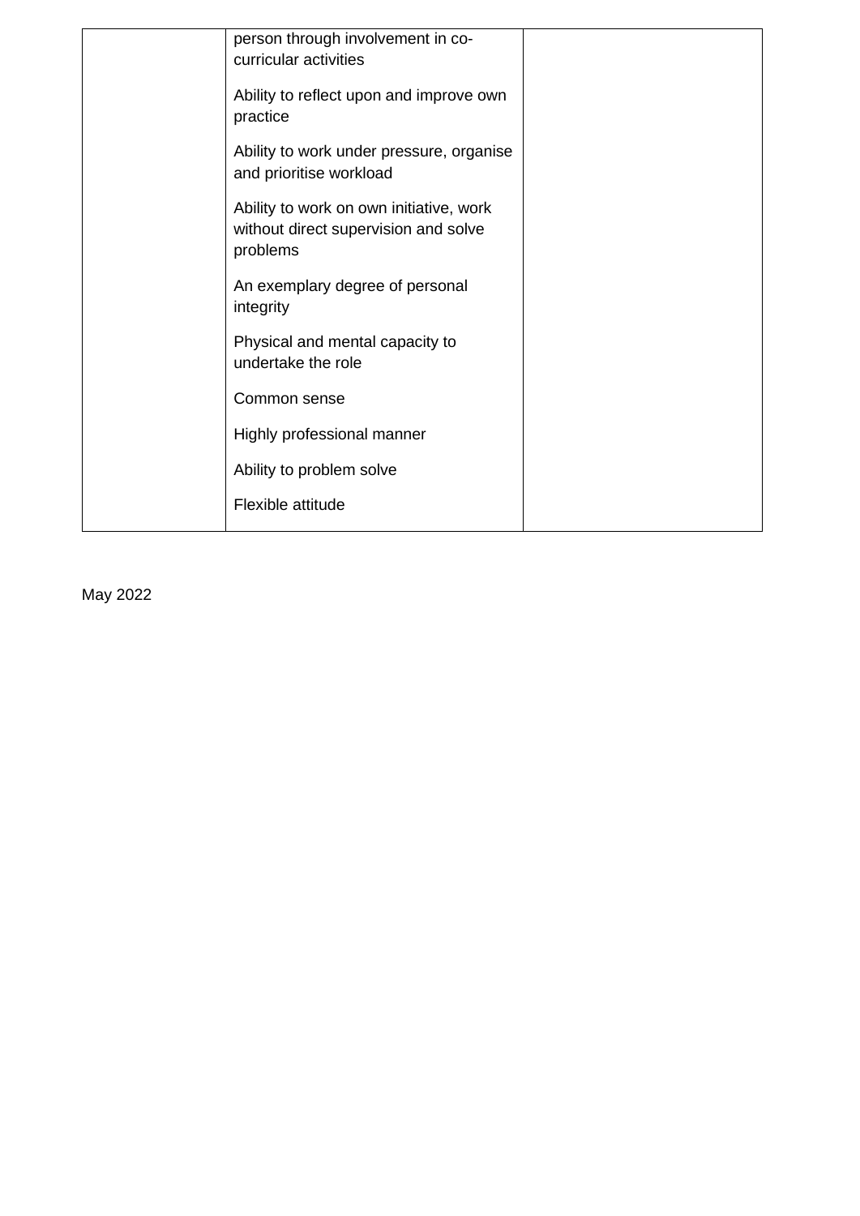| | | |
|---|---|---|
| | person through involvement in co-curricular activities<br><br>Ability to reflect upon and improve own practice<br><br>Ability to work under pressure, organise and prioritise workload<br><br>Ability to work on own initiative, work without direct supervision and solve problems<br><br>An exemplary degree of personal integrity<br><br>Physical and mental capacity to undertake the role<br><br>Common sense<br><br>Highly professional manner<br><br>Ability to problem solve<br><br>Flexible attitude | |

May 2022